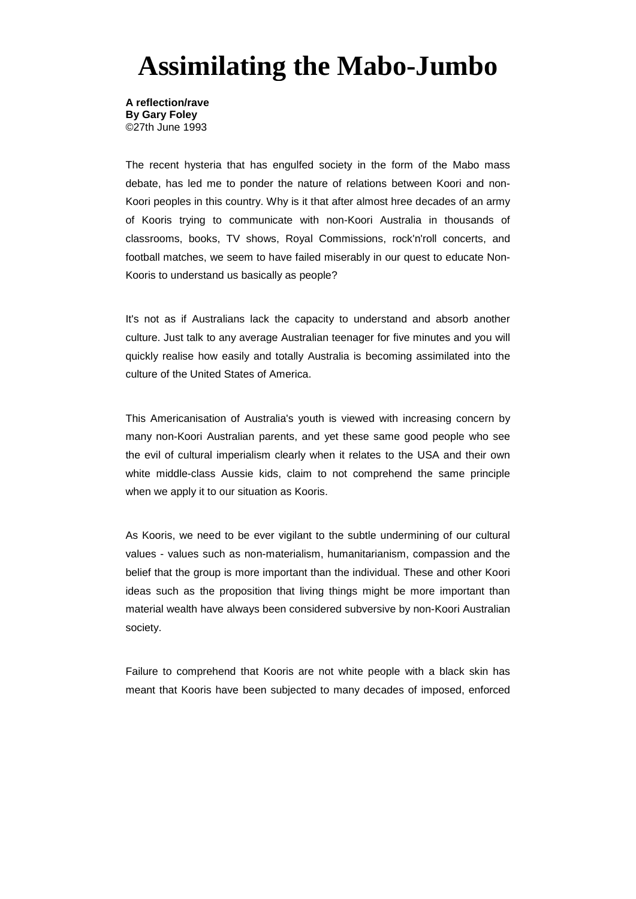# Assimilating the Mabo-Jumbo

**A reflection/rave**
**By Gary Foley**
©27th June 1993

The recent hysteria that has engulfed society in the form of the Mabo mass debate, has led me to ponder the nature of relations between Koori and non-Koori peoples in this country. Why is it that after almost hree decades of an army of Kooris trying to communicate with non-Koori Australia in thousands of classrooms, books, TV shows, Royal Commissions, rock'n'roll concerts, and football matches, we seem to have failed miserably in our quest to educate Non-Kooris to understand us basically as people?

It's not as if Australians lack the capacity to understand and absorb another culture. Just talk to any average Australian teenager for five minutes and you will quickly realise how easily and totally Australia is becoming assimilated into the culture of the United States of America.

This Americanisation of Australia's youth is viewed with increasing concern by many non-Koori Australian parents, and yet these same good people who see the evil of cultural imperialism clearly when it relates to the USA and their own white middle-class Aussie kids, claim to not comprehend the same principle when we apply it to our situation as Kooris.

As Kooris, we need to be ever vigilant to the subtle undermining of our cultural values - values such as non-materialism, humanitarianism, compassion and the belief that the group is more important than the individual. These and other Koori ideas such as the proposition that living things might be more important than material wealth have always been considered subversive by non-Koori Australian society.

Failure to comprehend that Kooris are not white people with a black skin has meant that Kooris have been subjected to many decades of imposed, enforced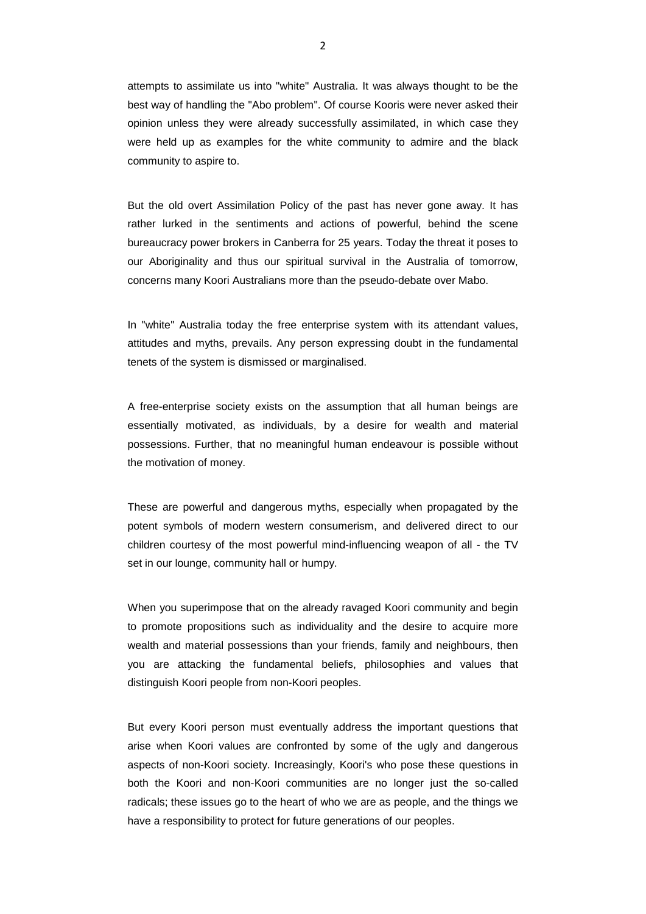attempts to assimilate us into "white" Australia. It was always thought to be the best way of handling the "Abo problem". Of course Kooris were never asked their opinion unless they were already successfully assimilated, in which case they were held up as examples for the white community to admire and the black community to aspire to.

But the old overt Assimilation Policy of the past has never gone away. It has rather lurked in the sentiments and actions of powerful, behind the scene bureaucracy power brokers in Canberra for 25 years. Today the threat it poses to our Aboriginality and thus our spiritual survival in the Australia of tomorrow, concerns many Koori Australians more than the pseudo-debate over Mabo.

In "white" Australia today the free enterprise system with its attendant values, attitudes and myths, prevails. Any person expressing doubt in the fundamental tenets of the system is dismissed or marginalised.

A free-enterprise society exists on the assumption that all human beings are essentially motivated, as individuals, by a desire for wealth and material possessions. Further, that no meaningful human endeavour is possible without the motivation of money.

These are powerful and dangerous myths, especially when propagated by the potent symbols of modern western consumerism, and delivered direct to our children courtesy of the most powerful mind-influencing weapon of all - the TV set in our lounge, community hall or humpy.

When you superimpose that on the already ravaged Koori community and begin to promote propositions such as individuality and the desire to acquire more wealth and material possessions than your friends, family and neighbours, then you are attacking the fundamental beliefs, philosophies and values that distinguish Koori people from non-Koori peoples.

But every Koori person must eventually address the important questions that arise when Koori values are confronted by some of the ugly and dangerous aspects of non-Koori society. Increasingly, Koori's who pose these questions in both the Koori and non-Koori communities are no longer just the so-called radicals; these issues go to the heart of who we are as people, and the things we have a responsibility to protect for future generations of our peoples.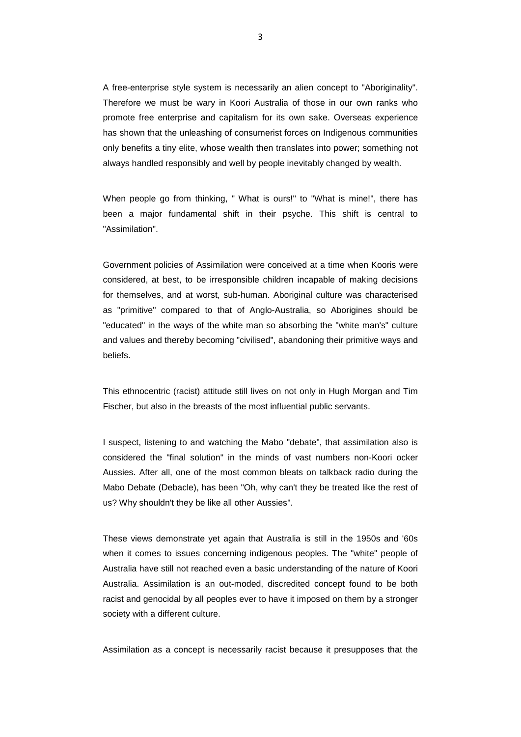A free-enterprise style system is necessarily an alien concept to "Aboriginality". Therefore we must be wary in Koori Australia of those in our own ranks who promote free enterprise and capitalism for its own sake. Overseas experience has shown that the unleashing of consumerist forces on Indigenous communities only benefits a tiny elite, whose wealth then translates into power; something not always handled responsibly and well by people inevitably changed by wealth.

When people go from thinking, " What is ours!" to "What is mine!", there has been a major fundamental shift in their psyche. This shift is central to "Assimilation".

Government policies of Assimilation were conceived at a time when Kooris were considered, at best, to be irresponsible children incapable of making decisions for themselves, and at worst, sub-human. Aboriginal culture was characterised as "primitive" compared to that of Anglo-Australia, so Aborigines should be "educated" in the ways of the white man so absorbing the "white man's" culture and values and thereby becoming "civilised", abandoning their primitive ways and beliefs.

This ethnocentric (racist) attitude still lives on not only in Hugh Morgan and Tim Fischer, but also in the breasts of the most influential public servants.

I suspect, listening to and watching the Mabo "debate", that assimilation also is considered the "final solution" in the minds of vast numbers non-Koori ocker Aussies. After all, one of the most common bleats on talkback radio during the Mabo Debate (Debacle), has been "Oh, why can't they be treated like the rest of us? Why shouldn't they be like all other Aussies".

These views demonstrate yet again that Australia is still in the 1950s and '60s when it comes to issues concerning indigenous peoples. The "white" people of Australia have still not reached even a basic understanding of the nature of Koori Australia. Assimilation is an out-moded, discredited concept found to be both racist and genocidal by all peoples ever to have it imposed on them by a stronger society with a different culture.

Assimilation as a concept is necessarily racist because it presupposes that the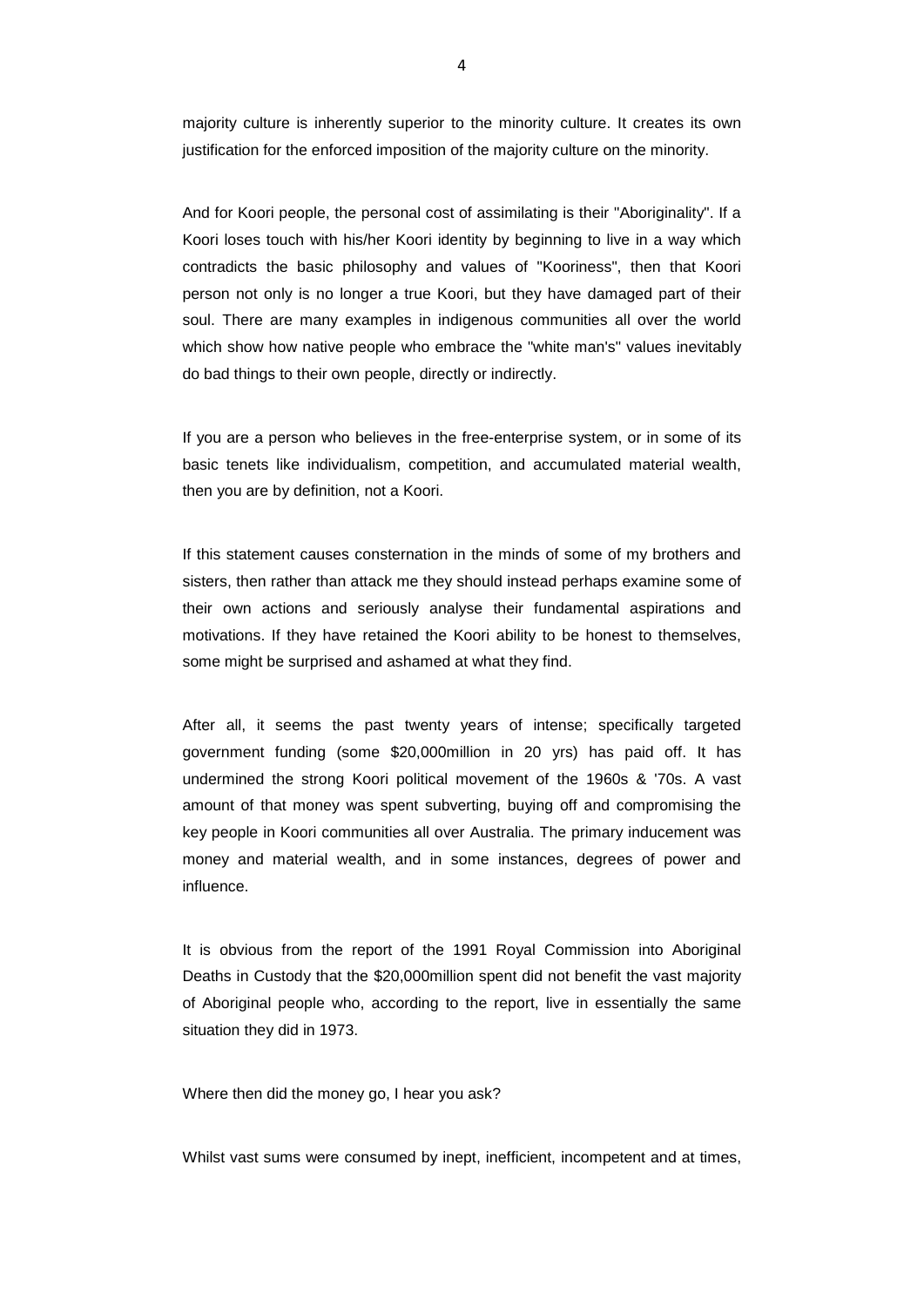majority culture is inherently superior to the minority culture. It creates its own justification for the enforced imposition of the majority culture on the minority.

And for Koori people, the personal cost of assimilating is their "Aboriginality". If a Koori loses touch with his/her Koori identity by beginning to live in a way which contradicts the basic philosophy and values of "Kooriness", then that Koori person not only is no longer a true Koori, but they have damaged part of their soul. There are many examples in indigenous communities all over the world which show how native people who embrace the "white man's" values inevitably do bad things to their own people, directly or indirectly.

If you are a person who believes in the free-enterprise system, or in some of its basic tenets like individualism, competition, and accumulated material wealth, then you are by definition, not a Koori.

If this statement causes consternation in the minds of some of my brothers and sisters, then rather than attack me they should instead perhaps examine some of their own actions and seriously analyse their fundamental aspirations and motivations. If they have retained the Koori ability to be honest to themselves, some might be surprised and ashamed at what they find.

After all, it seems the past twenty years of intense; specifically targeted government funding (some $20,000million in 20 yrs) has paid off. It has undermined the strong Koori political movement of the 1960s & '70s. A vast amount of that money was spent subverting, buying off and compromising the key people in Koori communities all over Australia. The primary inducement was money and material wealth, and in some instances, degrees of power and influence.

It is obvious from the report of the 1991 Royal Commission into Aboriginal Deaths in Custody that the $20,000million spent did not benefit the vast majority of Aboriginal people who, according to the report, live in essentially the same situation they did in 1973.

Where then did the money go, I hear you ask?

Whilst vast sums were consumed by inept, inefficient, incompetent and at times,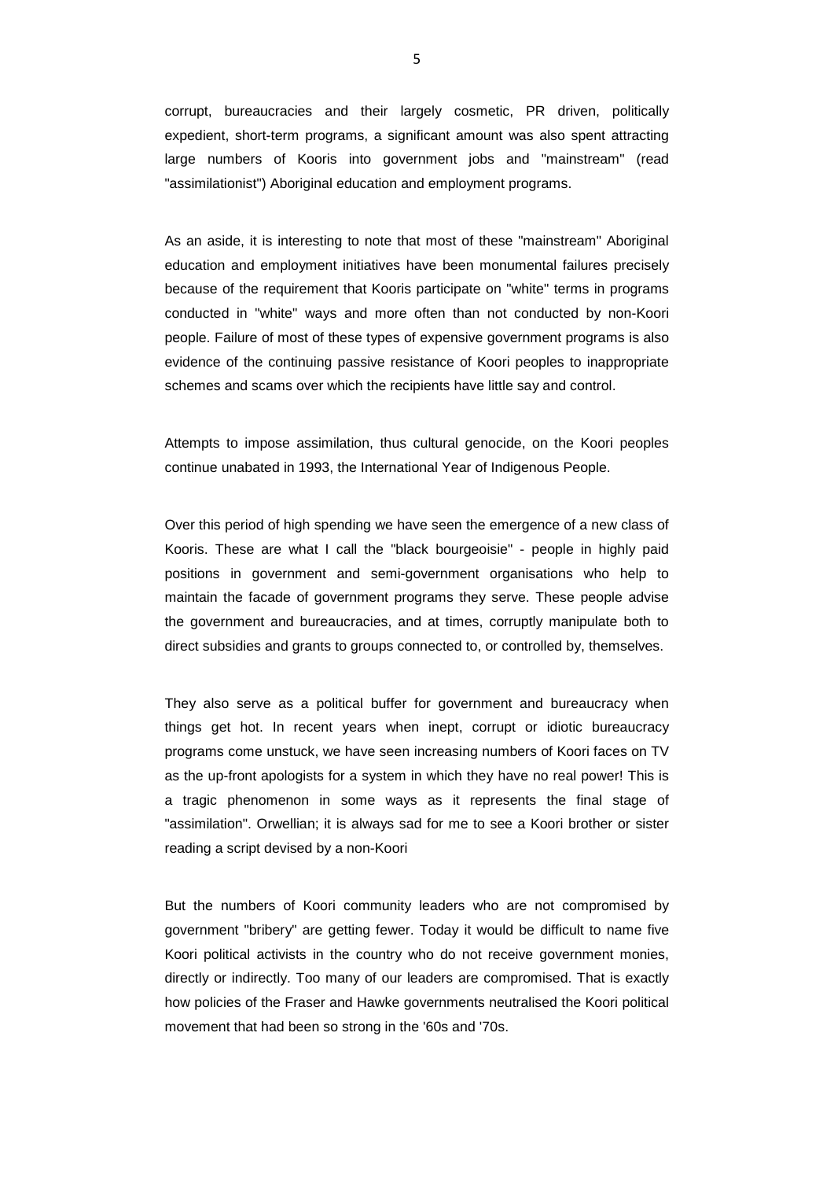corrupt, bureaucracies and their largely cosmetic, PR driven, politically expedient, short-term programs, a significant amount was also spent attracting large numbers of Kooris into government jobs and "mainstream" (read "assimilationist") Aboriginal education and employment programs.

As an aside, it is interesting to note that most of these "mainstream" Aboriginal education and employment initiatives have been monumental failures precisely because of the requirement that Kooris participate on "white" terms in programs conducted in "white" ways and more often than not conducted by non-Koori people. Failure of most of these types of expensive government programs is also evidence of the continuing passive resistance of Koori peoples to inappropriate schemes and scams over which the recipients have little say and control.

Attempts to impose assimilation, thus cultural genocide, on the Koori peoples continue unabated in 1993, the International Year of Indigenous People.

Over this period of high spending we have seen the emergence of a new class of Kooris. These are what I call the "black bourgeoisie" - people in highly paid positions in government and semi-government organisations who help to maintain the facade of government programs they serve. These people advise the government and bureaucracies, and at times, corruptly manipulate both to direct subsidies and grants to groups connected to, or controlled by, themselves.

They also serve as a political buffer for government and bureaucracy when things get hot. In recent years when inept, corrupt or idiotic bureaucracy programs come unstuck, we have seen increasing numbers of Koori faces on TV as the up-front apologists for a system in which they have no real power! This is a tragic phenomenon in some ways as it represents the final stage of "assimilation". Orwellian; it is always sad for me to see a Koori brother or sister reading a script devised by a non-Koori

But the numbers of Koori community leaders who are not compromised by government "bribery" are getting fewer. Today it would be difficult to name five Koori political activists in the country who do not receive government monies, directly or indirectly. Too many of our leaders are compromised. That is exactly how policies of the Fraser and Hawke governments neutralised the Koori political movement that had been so strong in the '60s and '70s.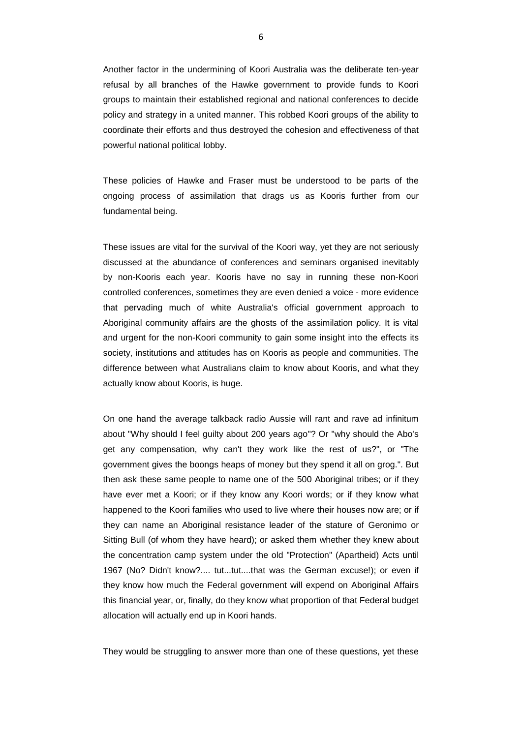Another factor in the undermining of Koori Australia was the deliberate ten-year refusal by all branches of the Hawke government to provide funds to Koori groups to maintain their established regional and national conferences to decide policy and strategy in a united manner. This robbed Koori groups of the ability to coordinate their efforts and thus destroyed the cohesion and effectiveness of that powerful national political lobby.

These policies of Hawke and Fraser must be understood to be parts of the ongoing process of assimilation that drags us as Kooris further from our fundamental being.

These issues are vital for the survival of the Koori way, yet they are not seriously discussed at the abundance of conferences and seminars organised inevitably by non-Kooris each year. Kooris have no say in running these non-Koori controlled conferences, sometimes they are even denied a voice - more evidence that pervading much of white Australia's official government approach to Aboriginal community affairs are the ghosts of the assimilation policy. It is vital and urgent for the non-Koori community to gain some insight into the effects its society, institutions and attitudes has on Kooris as people and communities. The difference between what Australians claim to know about Kooris, and what they actually know about Kooris, is huge.

On one hand the average talkback radio Aussie will rant and rave ad infinitum about "Why should I feel guilty about 200 years ago"? Or "why should the Abo's get any compensation, why can't they work like the rest of us?", or "The government gives the boongs heaps of money but they spend it all on grog.". But then ask these same people to name one of the 500 Aboriginal tribes; or if they have ever met a Koori; or if they know any Koori words; or if they know what happened to the Koori families who used to live where their houses now are; or if they can name an Aboriginal resistance leader of the stature of Geronimo or Sitting Bull (of whom they have heard); or asked them whether they knew about the concentration camp system under the old "Protection" (Apartheid) Acts until 1967 (No? Didn't know?.... tut...tut....that was the German excuse!); or even if they know how much the Federal government will expend on Aboriginal Affairs this financial year, or, finally, do they know what proportion of that Federal budget allocation will actually end up in Koori hands.

They would be struggling to answer more than one of these questions, yet these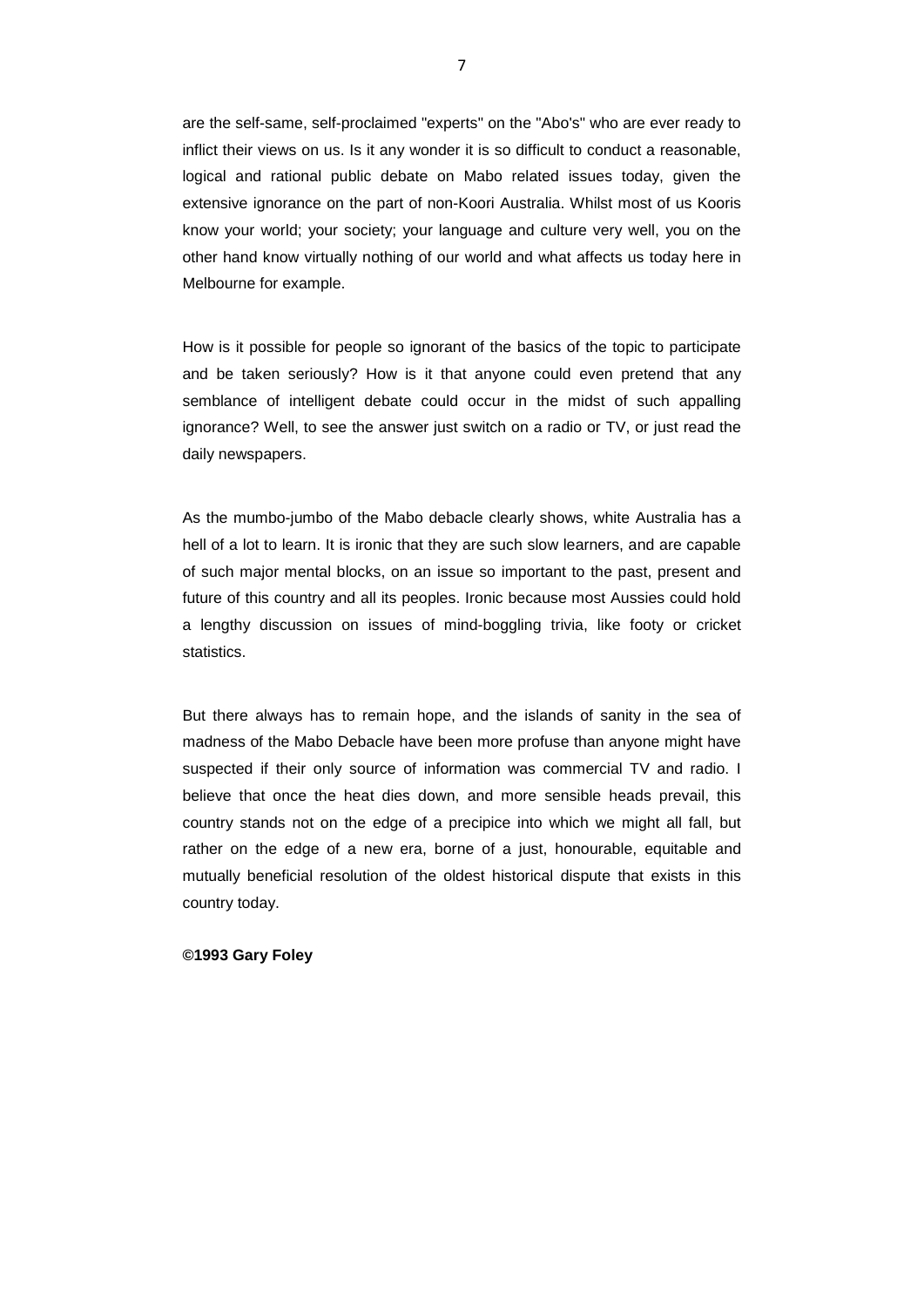are the self-same, self-proclaimed "experts" on the "Abo's" who are ever ready to inflict their views on us. Is it any wonder it is so difficult to conduct a reasonable, logical and rational public debate on Mabo related issues today, given the extensive ignorance on the part of non-Koori Australia. Whilst most of us Kooris know your world; your society; your language and culture very well, you on the other hand know virtually nothing of our world and what affects us today here in Melbourne for example.

How is it possible for people so ignorant of the basics of the topic to participate and be taken seriously? How is it that anyone could even pretend that any semblance of intelligent debate could occur in the midst of such appalling ignorance? Well, to see the answer just switch on a radio or TV, or just read the daily newspapers.

As the mumbo-jumbo of the Mabo debacle clearly shows, white Australia has a hell of a lot to learn. It is ironic that they are such slow learners, and are capable of such major mental blocks, on an issue so important to the past, present and future of this country and all its peoples. Ironic because most Aussies could hold a lengthy discussion on issues of mind-boggling trivia, like footy or cricket statistics.

But there always has to remain hope, and the islands of sanity in the sea of madness of the Mabo Debacle have been more profuse than anyone might have suspected if their only source of information was commercial TV and radio. I believe that once the heat dies down, and more sensible heads prevail, this country stands not on the edge of a precipice into which we might all fall, but rather on the edge of a new era, borne of a just, honourable, equitable and mutually beneficial resolution of the oldest historical dispute that exists in this country today.

**©1993 Gary Foley**